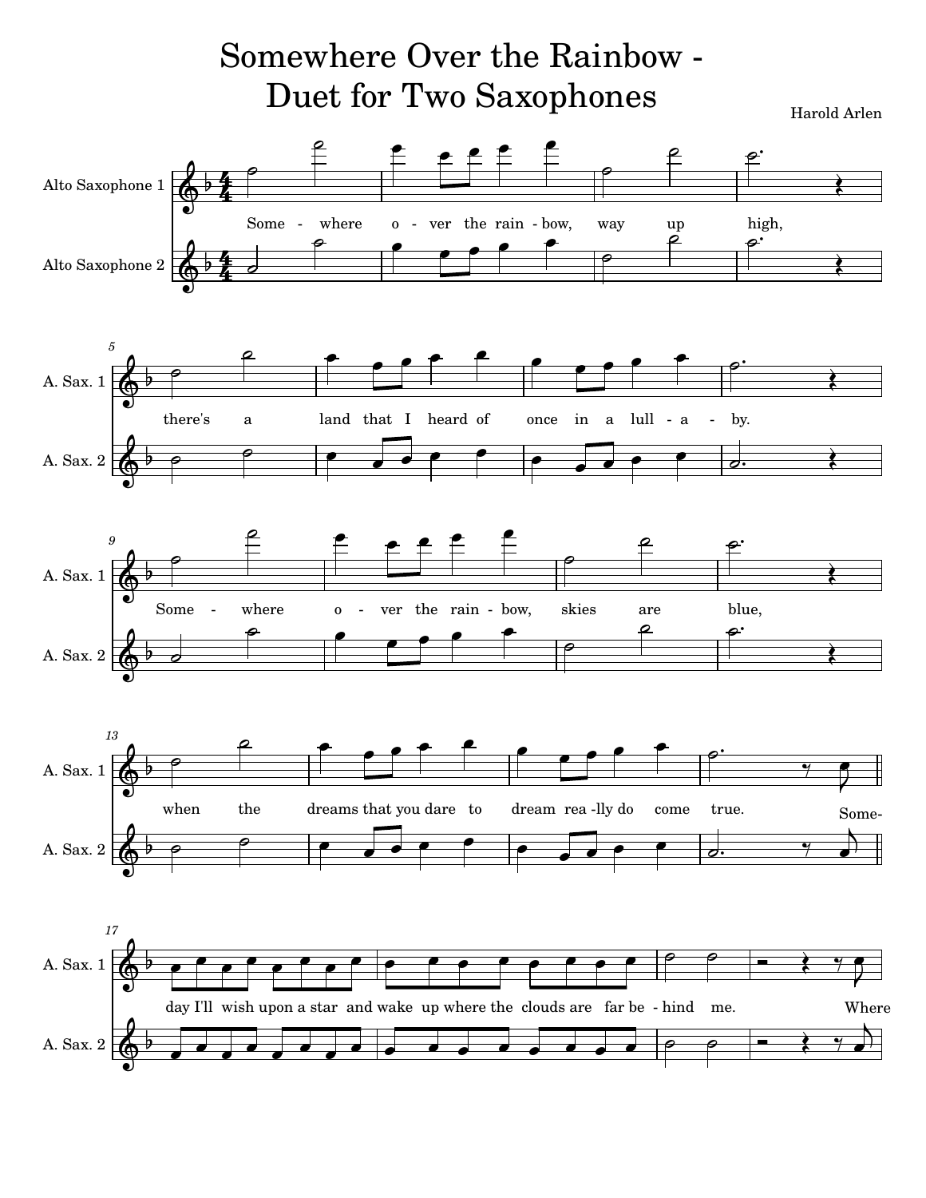# Somewhere Over the Rainbow - Duet for Two Saxophones

Harold Arlen

Alto Saxophone 1

Alto Saxophone 2

Some - where o - ver the rain - bow, way up high,

there's a land that I heard of once in a lull - a - by.

Some - where o - ver the rain - bow, skies are blue,

when the dreams that you dare to dream rea -lly do come true. Some-

day I'll wish upon a star and wake up where the clouds are far be - hind me. Where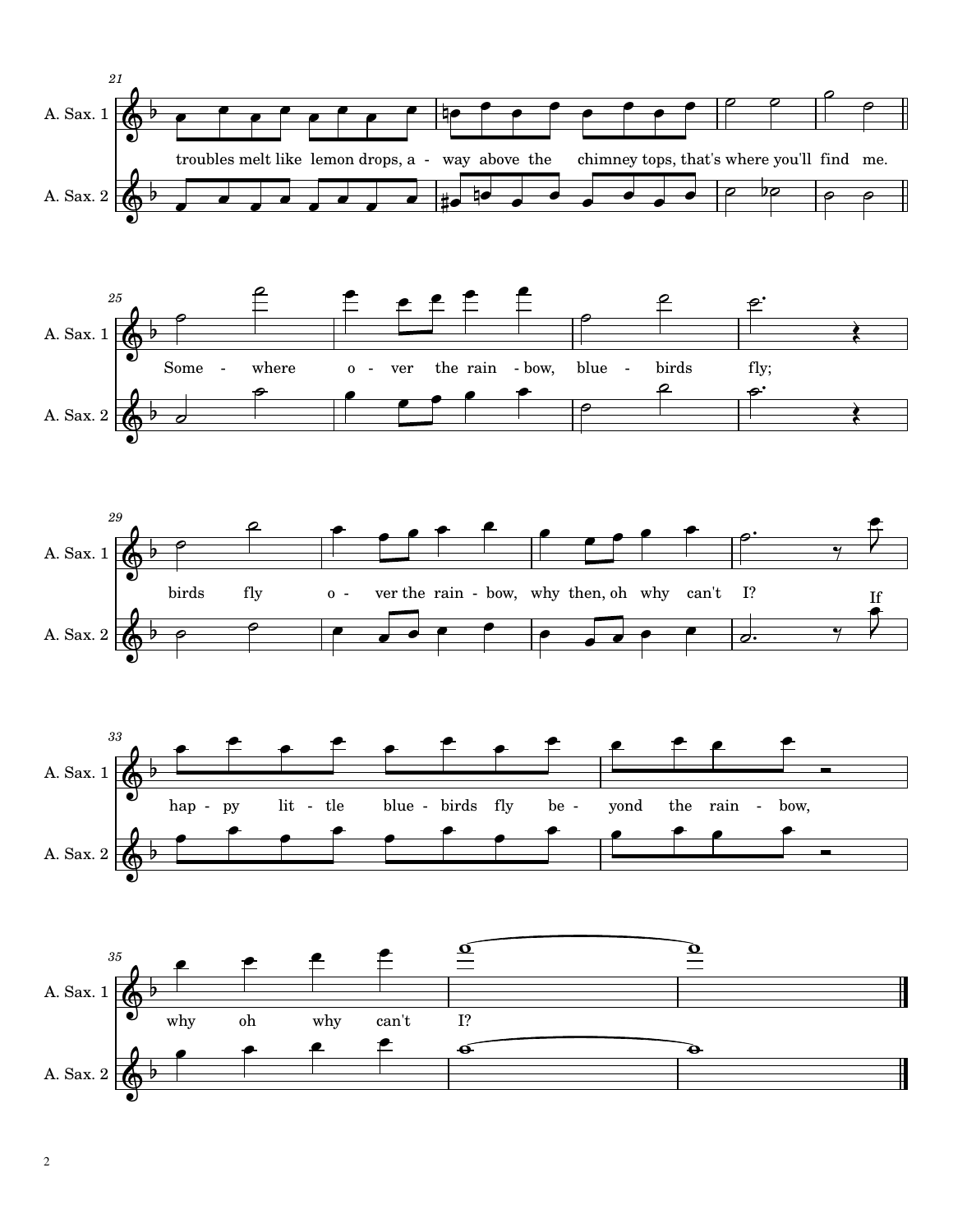A. Sax. 1

A. Sax. 2

troubles melt like lemon drops, a - way above the chimney tops, that's where you'll find me.

Some - where o - ver the rain - bow, blue - birds fly;

birds fly o - ver the rain - bow, why then, oh why can't I?

If

hap - py lit - tle blue - birds fly be - yond the rain - bow,

why oh why can't I?